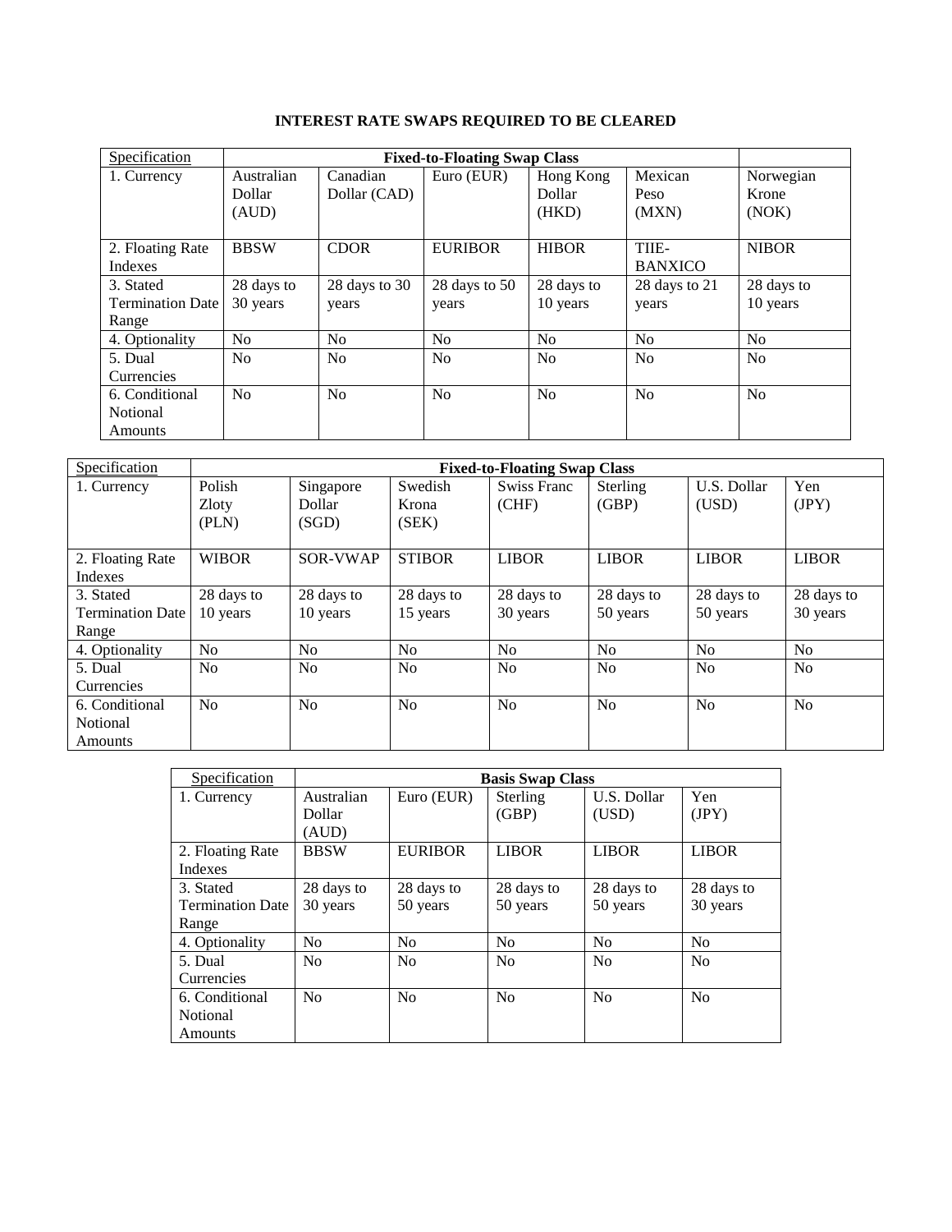**INTEREST RATE SWAPS REQUIRED TO BE CLEARED**

| Specification | Fixed-to-Floating Swap Class | | | | | |
|---|---|---|---|---|---|---|
| 1. Currency | Australian Dollar (AUD) | Canadian Dollar (CAD) | Euro (EUR) | Hong Kong Dollar (HKD) | Mexican Peso (MXN) | Norwegian Krone (NOK) |
| 2. Floating Rate Indexes | BBSW | CDOR | EURIBOR | HIBOR | TIIE-BANXICO | NIBOR |
| 3. Stated Termination Date Range | 28 days to 30 years | 28 days to 30 years | 28 days to 50 years | 28 days to 10 years | 28 days to 21 years | 28 days to 10 years |
| 4. Optionality | No | No | No | No | No | No |
| 5. Dual Currencies | No | No | No | No | No | No |
| 6. Conditional Notional Amounts | No | No | No | No | No | No |

| Specification | Fixed-to-Floating Swap Class | | | | | | |
|---|---|---|---|---|---|---|---|
| 1. Currency | Polish Zloty (PLN) | Singapore Dollar (SGD) | Swedish Krona (SEK) | Swiss Franc (CHF) | Sterling (GBP) | U.S. Dollar (USD) | Yen (JPY) |
| 2. Floating Rate Indexes | WIBOR | SOR-VWAP | STIBOR | LIBOR | LIBOR | LIBOR | LIBOR |
| 3. Stated Termination Date Range | 28 days to 10 years | 28 days to 10 years | 28 days to 15 years | 28 days to 30 years | 28 days to 50 years | 28 days to 50 years | 28 days to 30 years |
| 4. Optionality | No | No | No | No | No | No | No |
| 5. Dual Currencies | No | No | No | No | No | No | No |
| 6. Conditional Notional Amounts | No | No | No | No | No | No | No |

| Specification | Basis Swap Class | | | | |
|---|---|---|---|---|---|
| 1. Currency | Australian Dollar (AUD) | Euro (EUR) | Sterling (GBP) | U.S. Dollar (USD) | Yen (JPY) |
| 2. Floating Rate Indexes | BBSW | EURIBOR | LIBOR | LIBOR | LIBOR |
| 3. Stated Termination Date Range | 28 days to 30 years | 28 days to 50 years | 28 days to 50 years | 28 days to 50 years | 28 days to 30 years |
| 4. Optionality | No | No | No | No | No |
| 5. Dual Currencies | No | No | No | No | No |
| 6. Conditional Notional Amounts | No | No | No | No | No |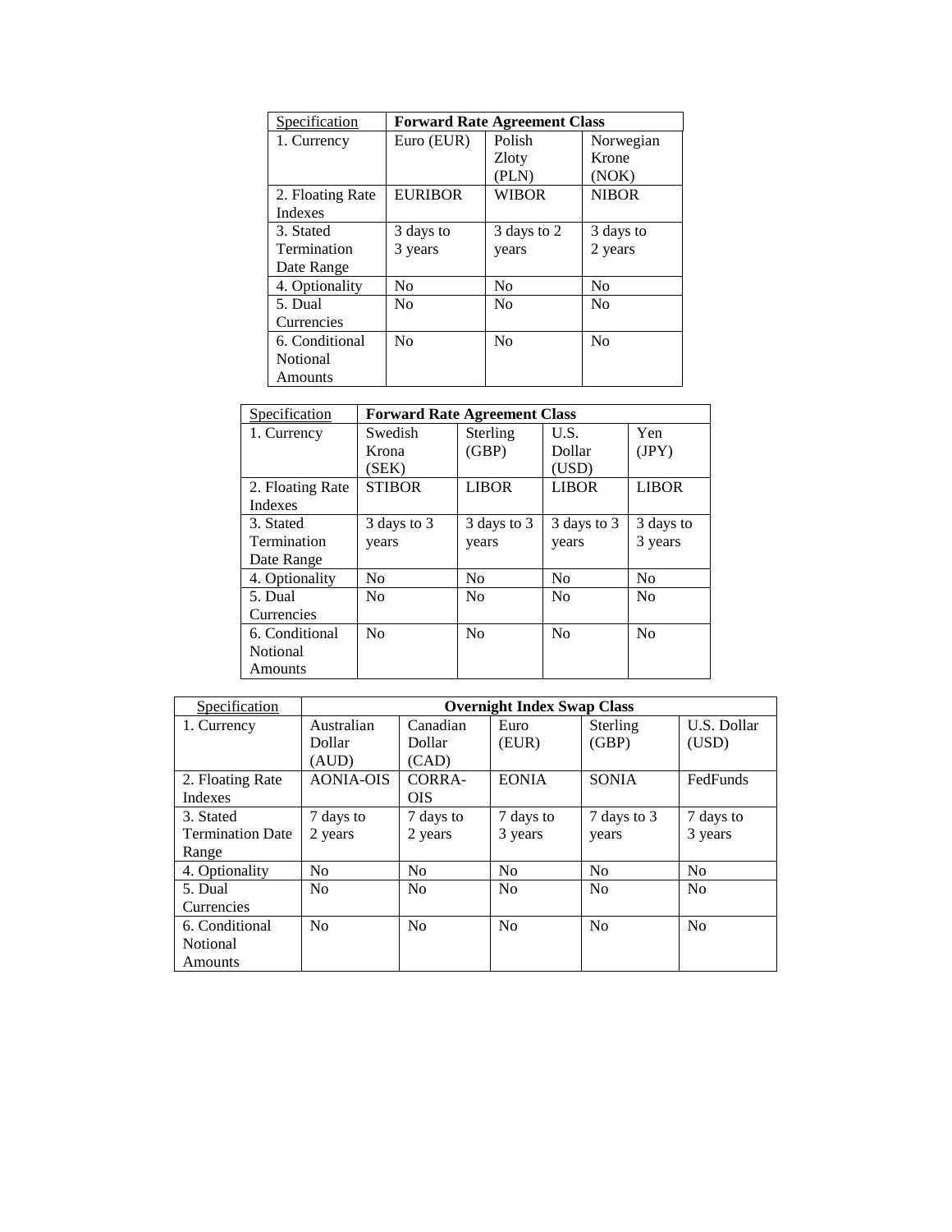| Specification | Forward Rate Agreement Class | | |
|---|---|---|---|
| 1. Currency | Euro (EUR) | Polish Zloty (PLN) | Norwegian Krone (NOK) |
| 2. Floating Rate Indexes | EURIBOR | WIBOR | NIBOR |
| 3. Stated Termination Date Range | 3 days to 3 years | 3 days to 2 years | 3 days to 2 years |
| 4. Optionality | No | No | No |
| 5. Dual Currencies | No | No | No |
| 6. Conditional Notional Amounts | No | No | No |

| Specification | Forward Rate Agreement Class | | | |
|---|---|---|---|---|
| 1. Currency | Swedish Krona (SEK) | Sterling (GBP) | U.S. Dollar (USD) | Yen (JPY) |
| 2. Floating Rate Indexes | STIBOR | LIBOR | LIBOR | LIBOR |
| 3. Stated Termination Date Range | 3 days to 3 years | 3 days to 3 years | 3 days to 3 years | 3 days to 3 years |
| 4. Optionality | No | No | No | No |
| 5. Dual Currencies | No | No | No | No |
| 6. Conditional Notional Amounts | No | No | No | No |

| Specification | Overnight Index Swap Class | | | | |
|---|---|---|---|---|---|
| 1. Currency | Australian Dollar (AUD) | Canadian Dollar (CAD) | Euro (EUR) | Sterling (GBP) | U.S. Dollar (USD) |
| 2. Floating Rate Indexes | AONIA-OIS | CORRA-OIS | EONIA | SONIA | FedFunds |
| 3. Stated Termination Date Range | 7 days to 2 years | 7 days to 2 years | 7 days to 3 years | 7 days to 3 years | 7 days to 3 years |
| 4. Optionality | No | No | No | No | No |
| 5. Dual Currencies | No | No | No | No | No |
| 6. Conditional Notional Amounts | No | No | No | No | No |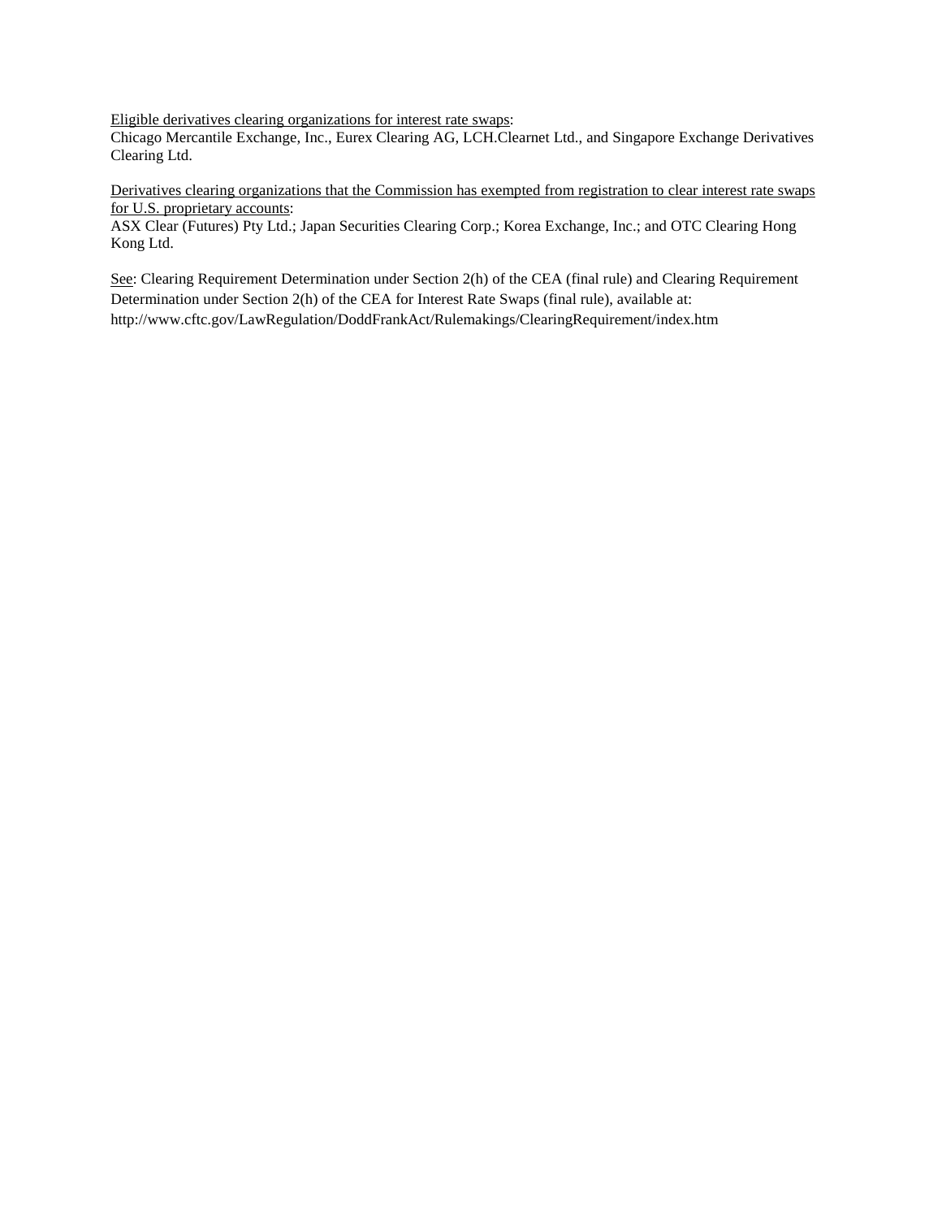<u>Eligible derivatives clearing organizations for interest rate swaps</u>:
Chicago Mercantile Exchange, Inc., Eurex Clearing AG, LCH.Clearnet Ltd., and Singapore Exchange Derivatives Clearing Ltd.

<u>Derivatives clearing organizations that the Commission has exempted from registration to clear interest rate swaps for U.S. proprietary accounts</u>:
ASX Clear (Futures) Pty Ltd.; Japan Securities Clearing Corp.; Korea Exchange, Inc.; and OTC Clearing Hong Kong Ltd.

<u>See</u>: Clearing Requirement Determination under Section 2(h) of the CEA (final rule) and Clearing Requirement Determination under Section 2(h) of the CEA for Interest Rate Swaps (final rule), available at: http://www.cftc.gov/LawRegulation/DoddFrankAct/Rulemakings/ClearingRequirement/index.htm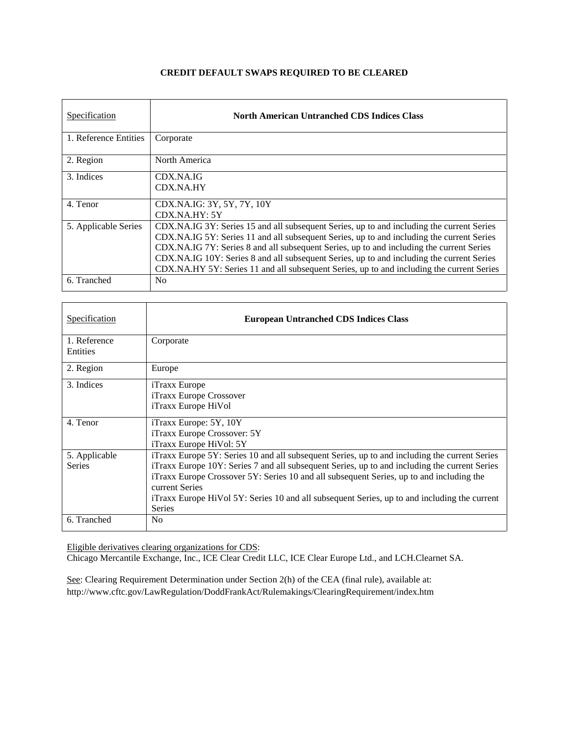**CREDIT DEFAULT SWAPS REQUIRED TO BE CLEARED**

| Specification | North American Untranched CDS Indices Class |
|---|---|
| 1. Reference Entities | Corporate |
| 2. Region | North America |
| 3. Indices | CDX.NA.IG<br>CDX.NA.HY |
| 4. Tenor | CDX.NA.IG: 3Y, 5Y, 7Y, 10Y<br>CDX.NA.HY: 5Y |
| 5. Applicable Series | CDX.NA.IG 3Y: Series 15 and all subsequent Series, up to and including the current Series<br>CDX.NA.IG 5Y: Series 11 and all subsequent Series, up to and including the current Series<br>CDX.NA.IG 7Y: Series 8 and all subsequent Series, up to and including the current Series<br>CDX.NA.IG 10Y: Series 8 and all subsequent Series, up to and including the current Series<br>CDX.NA.HY 5Y: Series 11 and all subsequent Series, up to and including the current Series |
| 6. Tranched | No |

| Specification | European Untranched CDS Indices Class |
|---|---|
| 1. Reference Entities | Corporate |
| 2. Region | Europe |
| 3. Indices | iTraxx Europe<br>iTraxx Europe Crossover<br>iTraxx Europe HiVol |
| 4. Tenor | iTraxx Europe: 5Y, 10Y<br>iTraxx Europe Crossover: 5Y<br>iTraxx Europe HiVol: 5Y |
| 5. Applicable Series | iTraxx Europe 5Y: Series 10 and all subsequent Series, up to and including the current Series<br>iTraxx Europe 10Y: Series 7 and all subsequent Series, up to and including the current Series<br>iTraxx Europe Crossover 5Y: Series 10 and all subsequent Series, up to and including the current Series<br>iTraxx Europe HiVol 5Y: Series 10 and all subsequent Series, up to and including the current Series |
| 6. Tranched | No |

Eligible derivatives clearing organizations for CDS:
Chicago Mercantile Exchange, Inc., ICE Clear Credit LLC, ICE Clear Europe Ltd., and LCH.Clearnet SA.

See: Clearing Requirement Determination under Section 2(h) of the CEA (final rule), available at:
http://www.cftc.gov/LawRegulation/DoddFrankAct/Rulemakings/ClearingRequirement/index.htm